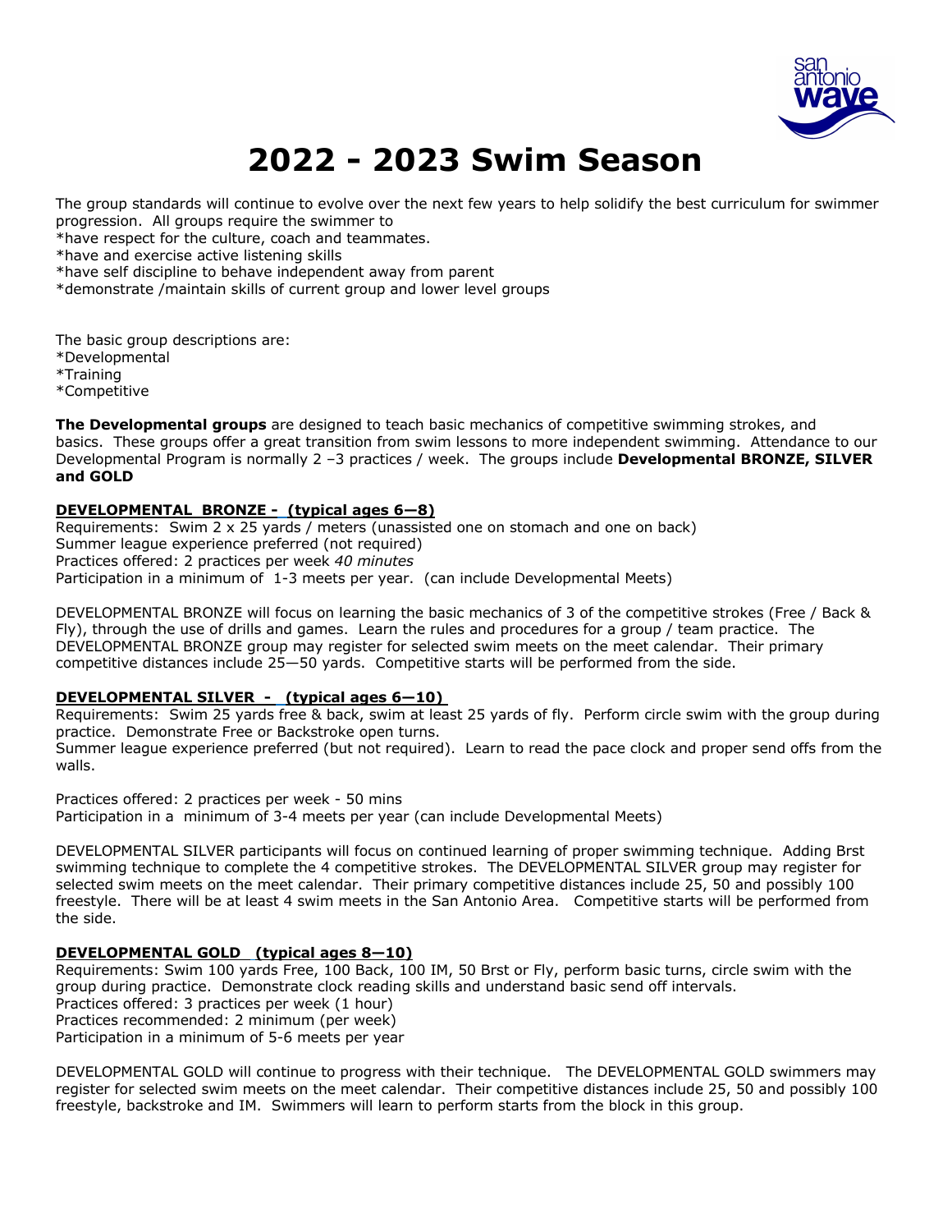# 2022 - 2023 Swim Season

The group standards will continue to evolve over the next few years to help solidify the best curriculum for swimmer progression. All groups require the swimmer to
*have respect for the culture, coach and teammates.
*have and exercise active listening skills
*have self discipline to behave independent away from parent
*demonstrate /maintain skills of current group and lower level groups

The basic group descriptions are:
*Developmental
*Training
*Competitive

**The Developmental groups** are designed to teach basic mechanics of competitive swimming strokes, and basics. These groups offer a great transition from swim lessons to more independent swimming. Attendance to our Developmental Program is normally 2 –3 practices / week. The groups include **Developmental BRONZE, SILVER and GOLD**

**DEVELOPMENTAL BRONZE - (typical ages 6—8)**
Requirements: Swim 2 x 25 yards / meters (unassisted one on stomach and one on back)
Summer league experience preferred (not required)
Practices offered: 2 practices per week *40 minutes*
Participation in a minimum of 1-3 meets per year. (can include Developmental Meets)

DEVELOPMENTAL BRONZE will focus on learning the basic mechanics of 3 of the competitive strokes (Free / Back & Fly), through the use of drills and games. Learn the rules and procedures for a group / team practice. The DEVELOPMENTAL BRONZE group may register for selected swim meets on the meet calendar. Their primary competitive distances include 25—50 yards. Competitive starts will be performed from the side.

**DEVELOPMENTAL SILVER - (typical ages 6—10)**
Requirements: Swim 25 yards free & back, swim at least 25 yards of fly. Perform circle swim with the group during practice. Demonstrate Free or Backstroke open turns.
Summer league experience preferred (but not required). Learn to read the pace clock and proper send offs from the walls.

Practices offered: 2 practices per week - 50 mins
Participation in a minimum of 3-4 meets per year (can include Developmental Meets)

DEVELOPMENTAL SILVER participants will focus on continued learning of proper swimming technique. Adding Brst swimming technique to complete the 4 competitive strokes. The DEVELOPMENTAL SILVER group may register for selected swim meets on the meet calendar. Their primary competitive distances include 25, 50 and possibly 100 freestyle. There will be at least 4 swim meets in the San Antonio Area. Competitive starts will be performed from the side.

**DEVELOPMENTAL GOLD (typical ages 8—10)**
Requirements: Swim 100 yards Free, 100 Back, 100 IM, 50 Brst or Fly, perform basic turns, circle swim with the group during practice. Demonstrate clock reading skills and understand basic send off intervals.
Practices offered: 3 practices per week (1 hour)
Practices recommended: 2 minimum (per week)
Participation in a minimum of 5-6 meets per year

DEVELOPMENTAL GOLD will continue to progress with their technique. The DEVELOPMENTAL GOLD swimmers may register for selected swim meets on the meet calendar. Their competitive distances include 25, 50 and possibly 100 freestyle, backstroke and IM. Swimmers will learn to perform starts from the block in this group.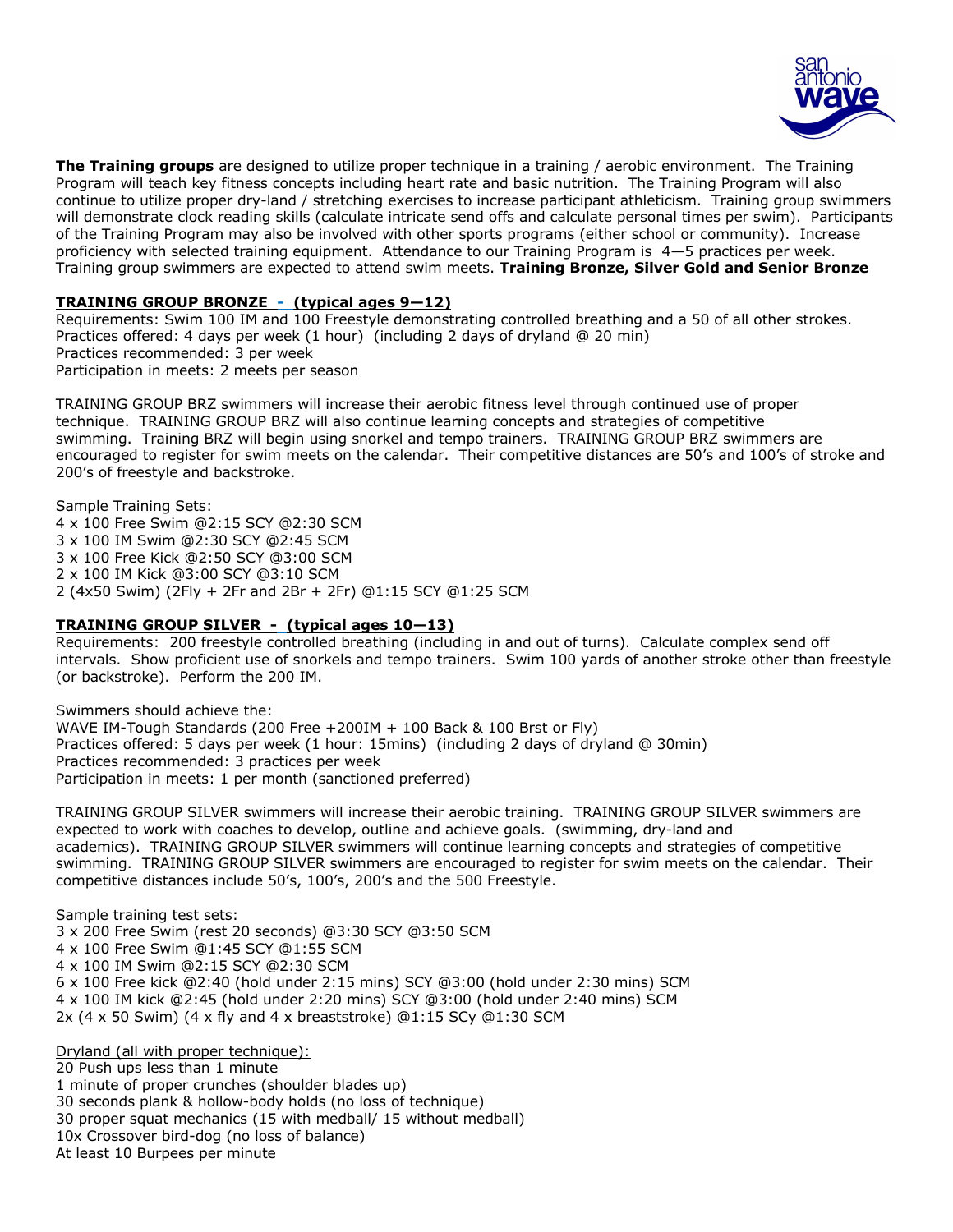**The Training groups** are designed to utilize proper technique in a training / aerobic environment. The Training Program will teach key fitness concepts including heart rate and basic nutrition. The Training Program will also continue to utilize proper dry-land / stretching exercises to increase participant athleticism. Training group swimmers will demonstrate clock reading skills (calculate intricate send offs and calculate personal times per swim). Participants of the Training Program may also be involved with other sports programs (either school or community). Increase proficiency with selected training equipment. Attendance to our Training Program is 4—5 practices per week. Training group swimmers are expected to attend swim meets. **Training Bronze, Silver Gold and Senior Bronze**

## TRAINING GROUP BRONZE - (typical ages 9—12)

Requirements: Swim 100 IM and 100 Freestyle demonstrating controlled breathing and a 50 of all other strokes.
Practices offered: 4 days per week (1 hour) (including 2 days of dryland @ 20 min)
Practices recommended: 3 per week
Participation in meets: 2 meets per season

TRAINING GROUP BRZ swimmers will increase their aerobic fitness level through continued use of proper technique. TRAINING GROUP BRZ will also continue learning concepts and strategies of competitive swimming. Training BRZ will begin using snorkel and tempo trainers. TRAINING GROUP BRZ swimmers are encouraged to register for swim meets on the calendar. Their competitive distances are 50's and 100's of stroke and 200's of freestyle and backstroke.

Sample Training Sets:
4 x 100 Free Swim @2:15 SCY @2:30 SCM
3 x 100 IM Swim @2:30 SCY @2:45 SCM
3 x 100 Free Kick @2:50 SCY @3:00 SCM
2 x 100 IM Kick @3:00 SCY @3:10 SCM
2 (4x50 Swim) (2Fly + 2Fr and 2Br + 2Fr) @1:15 SCY @1:25 SCM

## TRAINING GROUP SILVER - (typical ages 10—13)

Requirements: 200 freestyle controlled breathing (including in and out of turns). Calculate complex send off intervals. Show proficient use of snorkels and tempo trainers. Swim 100 yards of another stroke other than freestyle (or backstroke). Perform the 200 IM.

Swimmers should achieve the:
WAVE IM-Tough Standards (200 Free +200IM + 100 Back & 100 Brst or Fly)
Practices offered: 5 days per week (1 hour: 15mins) (including 2 days of dryland @ 30min)
Practices recommended: 3 practices per week
Participation in meets: 1 per month (sanctioned preferred)

TRAINING GROUP SILVER swimmers will increase their aerobic training. TRAINING GROUP SILVER swimmers are expected to work with coaches to develop, outline and achieve goals. (swimming, dry-land and academics). TRAINING GROUP SILVER swimmers will continue learning concepts and strategies of competitive swimming. TRAINING GROUP SILVER swimmers are encouraged to register for swim meets on the calendar. Their competitive distances include 50's, 100's, 200's and the 500 Freestyle.

Sample training test sets:
3 x 200 Free Swim (rest 20 seconds) @3:30 SCY @3:50 SCM
4 x 100 Free Swim @1:45 SCY @1:55 SCM
4 x 100 IM Swim @2:15 SCY @2:30 SCM
6 x 100 Free kick @2:40 (hold under 2:15 mins) SCY @3:00 (hold under 2:30 mins) SCM
4 x 100 IM kick @2:45 (hold under 2:20 mins) SCY @3:00 (hold under 2:40 mins) SCM
2x (4 x 50 Swim) (4 x fly and 4 x breaststroke) @1:15 SCy @1:30 SCM

Dryland (all with proper technique):
20 Push ups less than 1 minute
1 minute of proper crunches (shoulder blades up)
30 seconds plank & hollow-body holds (no loss of technique)
30 proper squat mechanics (15 with medball/ 15 without medball)
10x Crossover bird-dog (no loss of balance)
At least 10 Burpees per minute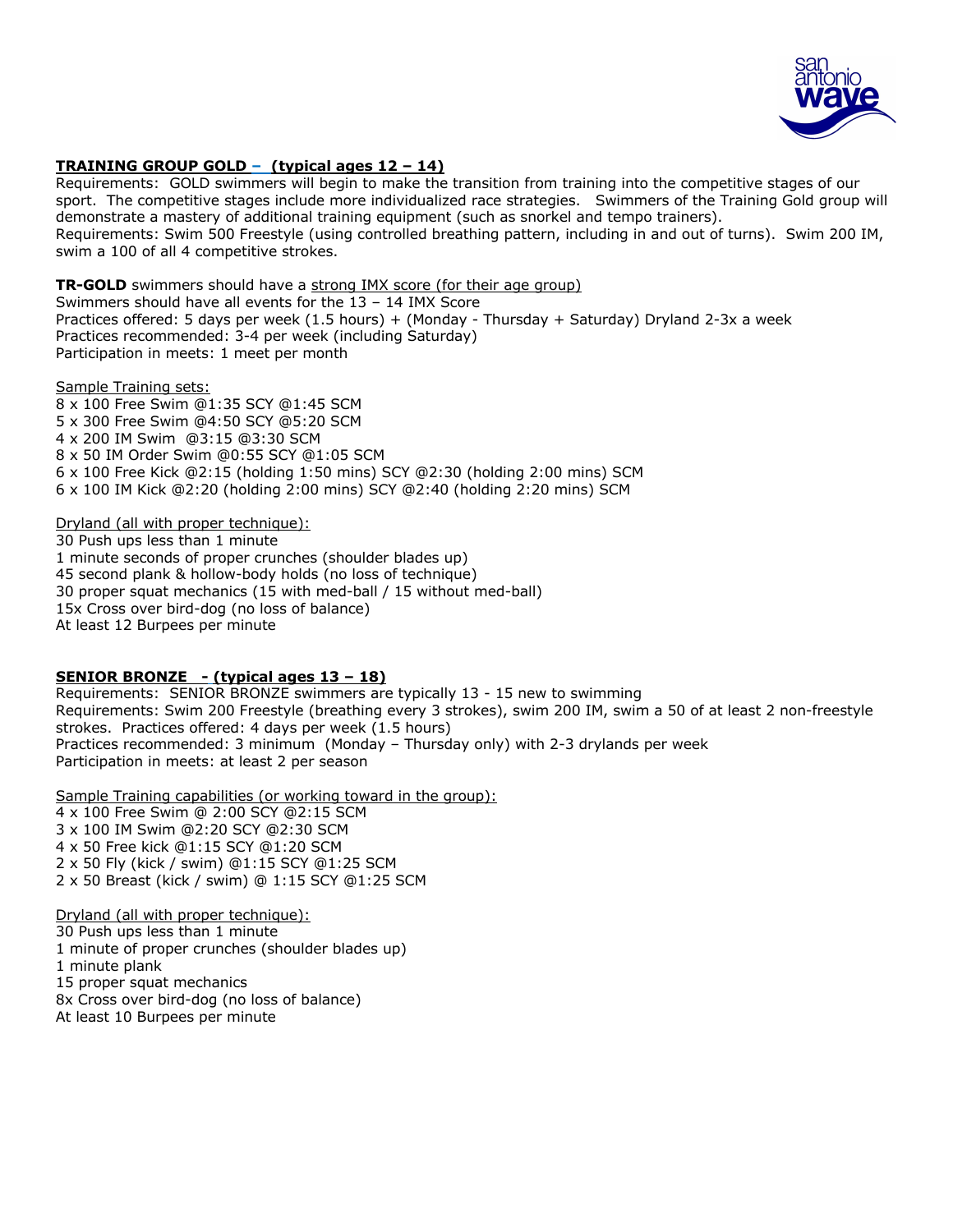## TRAINING GROUP GOLD – (typical ages 12 – 14)

Requirements: GOLD swimmers will begin to make the transition from training into the competitive stages of our sport. The competitive stages include more individualized race strategies. Swimmers of the Training Gold group will demonstrate a mastery of additional training equipment (such as snorkel and tempo trainers).
Requirements: Swim 500 Freestyle (using controlled breathing pattern, including in and out of turns). Swim 200 IM, swim a 100 of all 4 competitive strokes.

**TR-GOLD** swimmers should have a <u>strong IMX score (for their age group)</u>
Swimmers should have all events for the 13 – 14 IMX Score
Practices offered: 5 days per week (1.5 hours) + (Monday - Thursday + Saturday) Dryland 2-3x a week
Practices recommended: 3-4 per week (including Saturday)
Participation in meets: 1 meet per month

<u>Sample Training sets:</u>
8 x 100 Free Swim @1:35 SCY @1:45 SCM
5 x 300 Free Swim @4:50 SCY @5:20 SCM
4 x 200 IM Swim @3:15 @3:30 SCM
8 x 50 IM Order Swim @0:55 SCY @1:05 SCM
6 x 100 Free Kick @2:15 (holding 1:50 mins) SCY @2:30 (holding 2:00 mins) SCM
6 x 100 IM Kick @2:20 (holding 2:00 mins) SCY @2:40 (holding 2:20 mins) SCM

<u>Dryland (all with proper technique):</u>
30 Push ups less than 1 minute
1 minute seconds of proper crunches (shoulder blades up)
45 second plank & hollow-body holds (no loss of technique)
30 proper squat mechanics (15 with med-ball / 15 without med-ball)
15x Cross over bird-dog (no loss of balance)
At least 12 Burpees per minute

## SENIOR BRONZE - (typical ages 13 – 18)

Requirements: SENIOR BRONZE swimmers are typically 13 - 15 new to swimming
Requirements: Swim 200 Freestyle (breathing every 3 strokes), swim 200 IM, swim a 50 of at least 2 non-freestyle strokes. Practices offered: 4 days per week (1.5 hours)
Practices recommended: 3 minimum (Monday – Thursday only) with 2-3 drylands per week
Participation in meets: at least 2 per season

<u>Sample Training capabilities (or working toward in the group):</u>
4 x 100 Free Swim @ 2:00 SCY @2:15 SCM
3 x 100 IM Swim @2:20 SCY @2:30 SCM
4 x 50 Free kick @1:15 SCY @1:20 SCM
2 x 50 Fly (kick / swim) @1:15 SCY @1:25 SCM
2 x 50 Breast (kick / swim) @ 1:15 SCY @1:25 SCM

<u>Dryland (all with proper technique):</u>
30 Push ups less than 1 minute
1 minute of proper crunches (shoulder blades up)
1 minute plank
15 proper squat mechanics
8x Cross over bird-dog (no loss of balance)
At least 10 Burpees per minute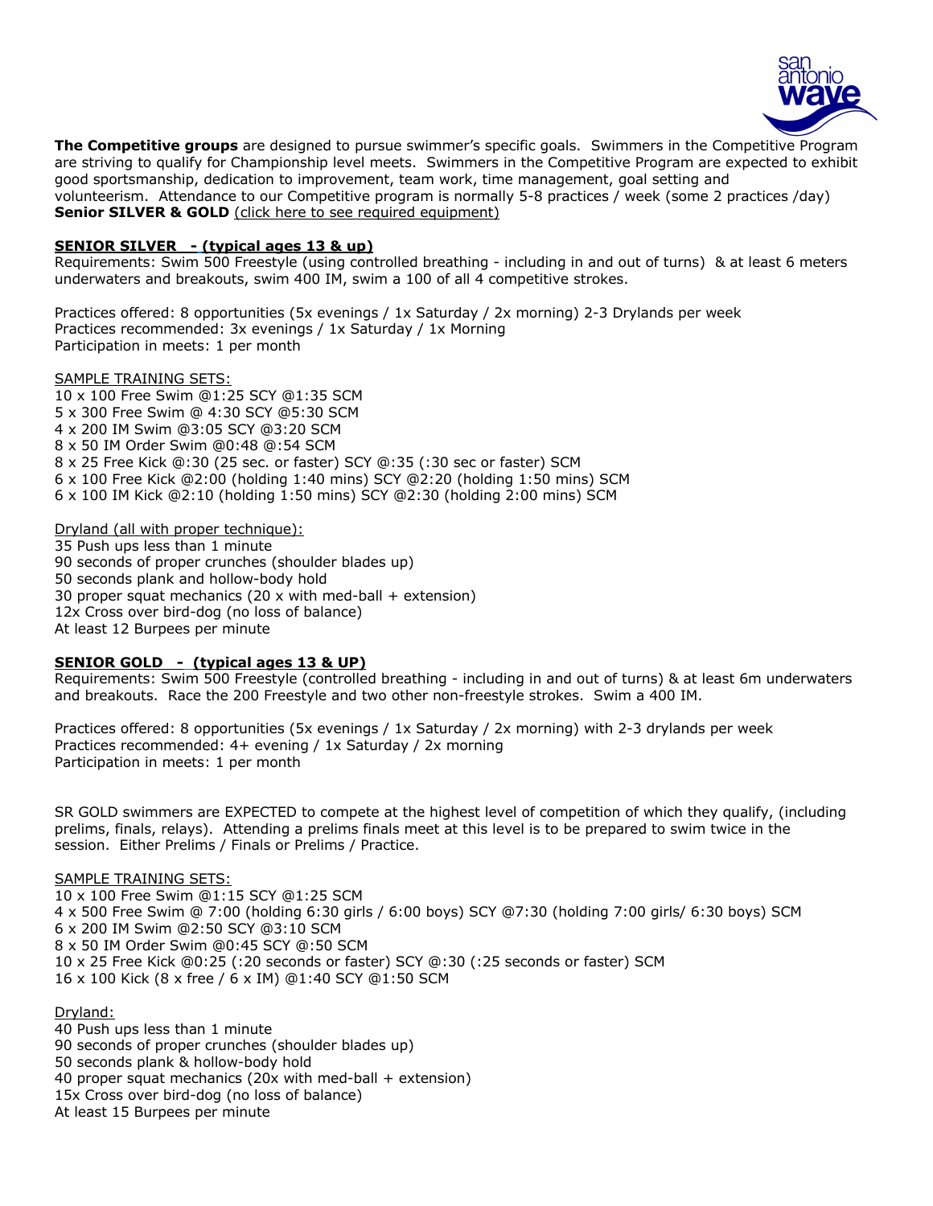**The Competitive groups** are designed to pursue swimmer's specific goals. Swimmers in the Competitive Program are striving to qualify for Championship level meets. Swimmers in the Competitive Program are expected to exhibit good sportsmanship, dedication to improvement, team work, time management, goal setting and volunteerism. Attendance to our Competitive program is normally 5-8 practices / week (some 2 practices /day)
**Senior SILVER & GOLD** (click here to see required equipment)

## SENIOR SILVER - (typical ages 13 & up)

Requirements: Swim 500 Freestyle (using controlled breathing - including in and out of turns) & at least 6 meters underwaters and breakouts, swim 400 IM, swim a 100 of all 4 competitive strokes.

Practices offered: 8 opportunities (5x evenings / 1x Saturday / 2x morning) 2-3 Drylands per week
Practices recommended: 3x evenings / 1x Saturday / 1x Morning
Participation in meets: 1 per month

SAMPLE TRAINING SETS:
10 x 100 Free Swim @1:25 SCY @1:35 SCM
5 x 300 Free Swim @ 4:30 SCY @5:30 SCM
4 x 200 IM Swim @3:05 SCY @3:20 SCM
8 x 50 IM Order Swim @0:48 @:54 SCM
8 x 25 Free Kick @:30 (25 sec. or faster) SCY @:35 (:30 sec or faster) SCM
6 x 100 Free Kick @2:00 (holding 1:40 mins) SCY @2:20 (holding 1:50 mins) SCM
6 x 100 IM Kick @2:10 (holding 1:50 mins) SCY @2:30 (holding 2:00 mins) SCM

Dryland (all with proper technique):
35 Push ups less than 1 minute
90 seconds of proper crunches (shoulder blades up)
50 seconds plank and hollow-body hold
30 proper squat mechanics (20 x with med-ball + extension)
12x Cross over bird-dog (no loss of balance)
At least 12 Burpees per minute

## SENIOR GOLD - (typical ages 13 & UP)

Requirements: Swim 500 Freestyle (controlled breathing - including in and out of turns) & at least 6m underwaters and breakouts. Race the 200 Freestyle and two other non-freestyle strokes. Swim a 400 IM.

Practices offered: 8 opportunities (5x evenings / 1x Saturday / 2x morning) with 2-3 drylands per week
Practices recommended: 4+ evening / 1x Saturday / 2x morning
Participation in meets: 1 per month

SR GOLD swimmers are EXPECTED to compete at the highest level of competition of which they qualify, (including prelims, finals, relays). Attending a prelims finals meet at this level is to be prepared to swim twice in the session. Either Prelims / Finals or Prelims / Practice.

SAMPLE TRAINING SETS:
10 x 100 Free Swim @1:15 SCY @1:25 SCM
4 x 500 Free Swim @ 7:00 (holding 6:30 girls / 6:00 boys) SCY @7:30 (holding 7:00 girls/ 6:30 boys) SCM
6 x 200 IM Swim @2:50 SCY @3:10 SCM
8 x 50 IM Order Swim @0:45 SCY @:50 SCM
10 x 25 Free Kick @0:25 (:20 seconds or faster) SCY @:30 (:25 seconds or faster) SCM
16 x 100 Kick (8 x free / 6 x IM) @1:40 SCY @1:50 SCM

Dryland:
40 Push ups less than 1 minute
90 seconds of proper crunches (shoulder blades up)
50 seconds plank & hollow-body hold
40 proper squat mechanics (20x with med-ball + extension)
15x Cross over bird-dog (no loss of balance)
At least 15 Burpees per minute